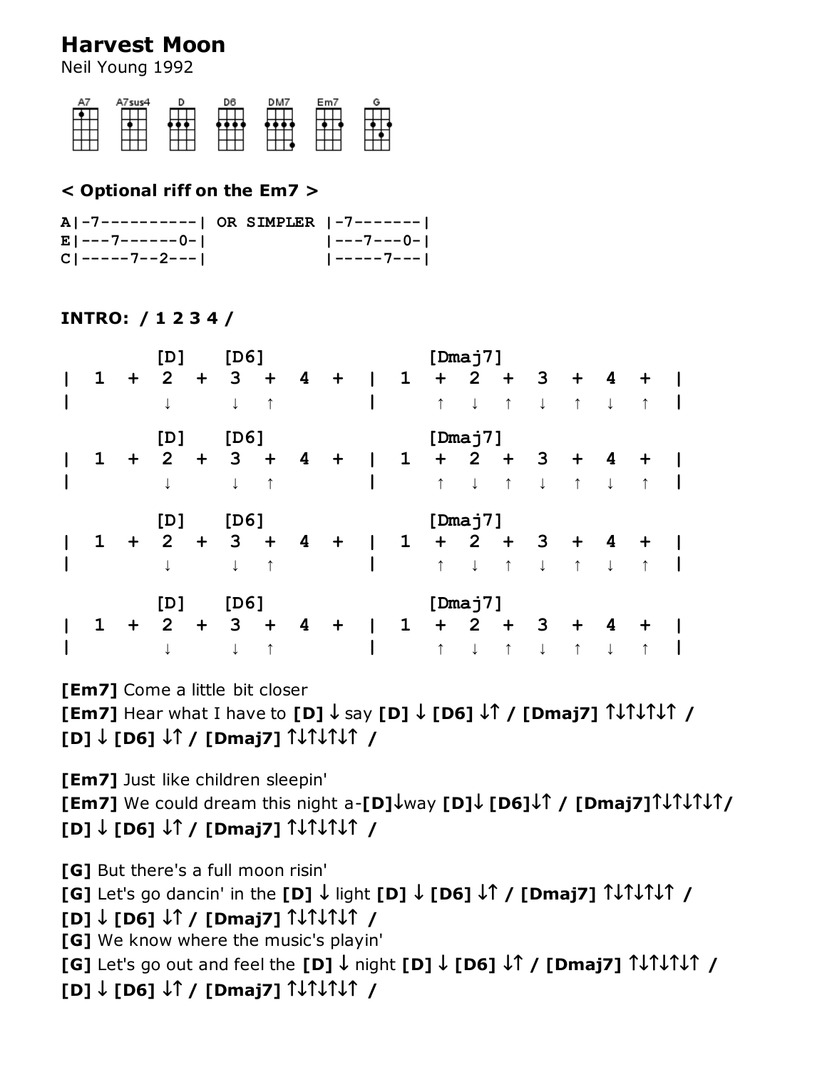# Harvest Moon

Neil Young 1992

A7 A7sus4 D D6 DM7 Em7 G

### < Optional riff on the Em7 >

```
A|-7----------| OR SIMPLER |-7-------|
E|---7------0-|            |---7---0-|
C|-----7--2---|            |-----7---|
```

### INTRO: / 1 2 3 4 /

```
          [D]    [D6]                 [Dmaj7]
|  1   +   2   +   3   +   4   +   |  1   +   2   +   3   +   4   +   |
|          ↓       ↓   ↑           |      ↑   ↓   ↑   ↓   ↑   ↓   ↑   |

          [D]    [D6]                 [Dmaj7]
|  1   +   2   +   3   +   4   +   |  1   +   2   +   3   +   4   +   |
|          ↓       ↓   ↑           |      ↑   ↓   ↑   ↓   ↑   ↓   ↑   |

          [D]    [D6]                 [Dmaj7]
|  1   +   2   +   3   +   4   +   |  1   +   2   +   3   +   4   +   |
|          ↓       ↓   ↑           |      ↑   ↓   ↑   ↓   ↑   ↓   ↑   |

          [D]    [D6]                 [Dmaj7]
|  1   +   2   +   3   +   4   +   |  1   +   2   +   3   +   4   +   |
|          ↓       ↓   ↑           |      ↑   ↓   ↑   ↓   ↑   ↓   ↑   |
```

**[Em7]** Come a little bit closer
**[Em7]** Hear what I have to **[D] ↓** say **[D] ↓ [D6] ↓↑ / [Dmaj7] ↑↓↑↓↑↓↑ /**
**[D] ↓ [D6] ↓↑ / [Dmaj7] ↑↓↑↓↑↓↑ /**

**[Em7]** Just like children sleepin'
**[Em7]** We could dream this night a-**[D]↓**way **[D]↓ [D6]↓↑ / [Dmaj7]↑↓↑↓↑↓↑/**
**[D] ↓ [D6] ↓↑ / [Dmaj7] ↑↓↑↓↑↓↑ /**

**[G]** But there's a full moon risin'
**[G]** Let's go dancin' in the **[D] ↓** light **[D] ↓ [D6] ↓↑ / [Dmaj7] ↑↓↑↓↑↓↑ /**
**[D] ↓ [D6] ↓↑ / [Dmaj7] ↑↓↑↓↑↓↑ /**
**[G]** We know where the music's playin'
**[G]** Let's go out and feel the **[D] ↓** night **[D] ↓ [D6] ↓↑ / [Dmaj7] ↑↓↑↓↑↓↑ /**
**[D] ↓ [D6] ↓↑ / [Dmaj7] ↑↓↑↓↑↓↑ /**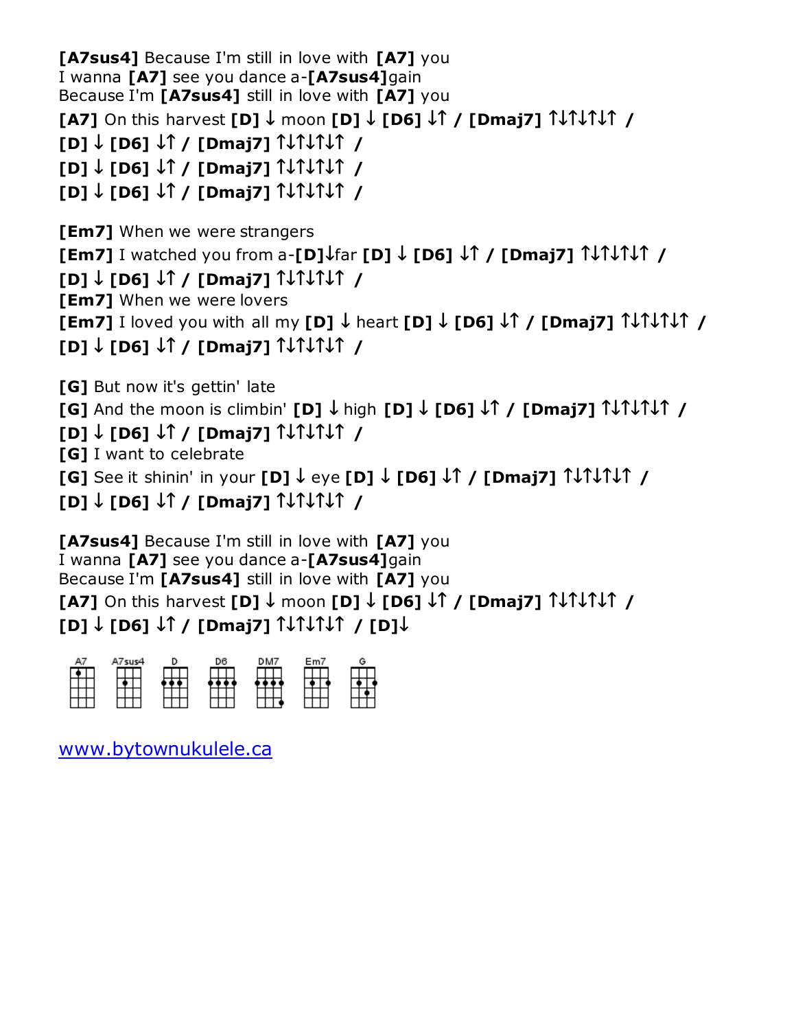**[A7sus4]** Because I'm still in love with **[A7]** you
I wanna **[A7]** see you dance a-**[A7sus4]**gain
Because I'm **[A7sus4]** still in love with **[A7]** you
**[A7]** On this harvest **[D]** ↓ moon **[D]** ↓ **[D6]** ↓↑ / **[Dmaj7]** ↑↓↑↓↑↓↑ /
**[D]** ↓ **[D6]** ↓↑ / **[Dmaj7]** ↑↓↑↓↑↓↑ /
**[D]** ↓ **[D6]** ↓↑ / **[Dmaj7]** ↑↓↑↓↑↓↑ /
**[D]** ↓ **[D6]** ↓↑ / **[Dmaj7]** ↑↓↑↓↑↓↑ /

**[Em7]** When we were strangers
**[Em7]** I watched you from a-**[D]**↓far **[D]** ↓ **[D6]** ↓↑ / **[Dmaj7]** ↑↓↑↓↑↓↑ /
**[D]** ↓ **[D6]** ↓↑ / **[Dmaj7]** ↑↓↑↓↑↓↑ /
**[Em7]** When we were lovers
**[Em7]** I loved you with all my **[D]** ↓ heart **[D]** ↓ **[D6]** ↓↑ / **[Dmaj7]** ↑↓↑↓↑↓↑ /
**[D]** ↓ **[D6]** ↓↑ / **[Dmaj7]** ↑↓↑↓↑↓↑ /

**[G]** But now it's gettin' late
**[G]** And the moon is climbin' **[D]** ↓ high **[D]** ↓ **[D6]** ↓↑ / **[Dmaj7]** ↑↓↑↓↑↓↑ /
**[D]** ↓ **[D6]** ↓↑ / **[Dmaj7]** ↑↓↑↓↑↓↑ /
**[G]** I want to celebrate
**[G]** See it shinin' in your **[D]** ↓ eye **[D]** ↓ **[D6]** ↓↑ / **[Dmaj7]** ↑↓↑↓↑↓↑ /
**[D]** ↓ **[D6]** ↓↑ / **[Dmaj7]** ↑↓↑↓↑↓↑ /

**[A7sus4]** Because I'm still in love with **[A7]** you
I wanna **[A7]** see you dance a-**[A7sus4]**gain
Because I'm **[A7sus4]** still in love with **[A7]** you
**[A7]** On this harvest **[D]** ↓ moon **[D]** ↓ **[D6]** ↓↑ / **[Dmaj7]** ↑↓↑↓↑↓↑ /
**[D]** ↓ **[D6]** ↓↑ / **[Dmaj7]** ↑↓↑↓↑↓↑ / **[D]**↓

A7 A7sus4 D D6 DM7 Em7 G

www.bytownukulele.ca